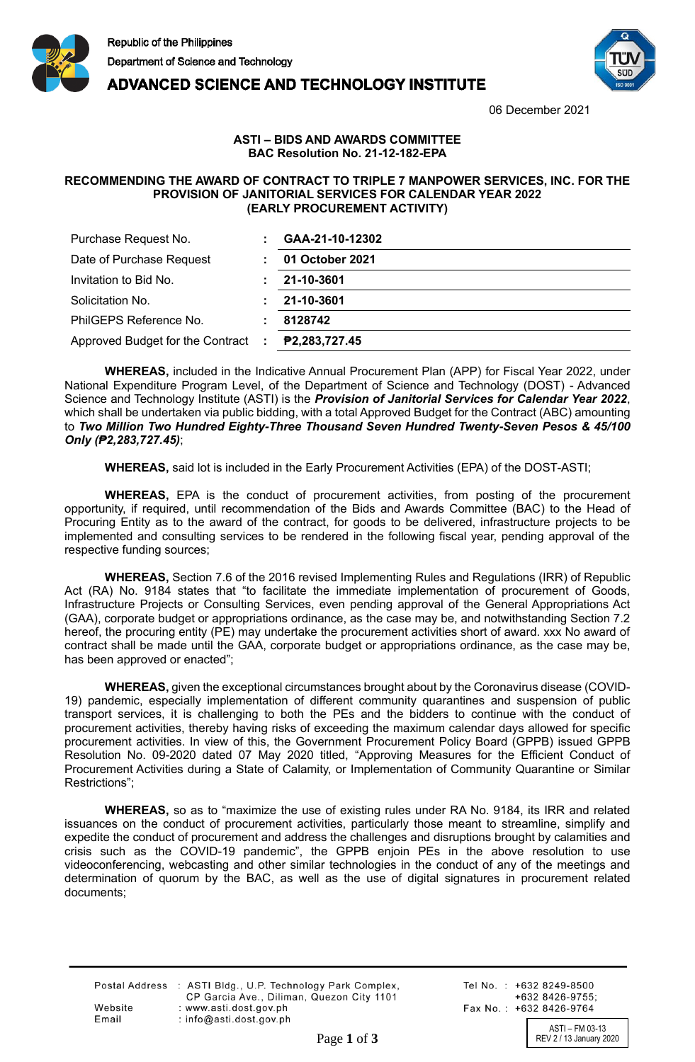Republic of the Philippines
Department of Science and Technology
**ADVANCED SCIENCE AND TECHNOLOGY INSTITUTE**

06 December 2021

**ASTI – BIDS AND AWARDS COMMITTEE**
**BAC Resolution No. 21-12-182-EPA**

**RECOMMENDING THE AWARD OF CONTRACT TO TRIPLE 7 MANPOWER SERVICES, INC. FOR THE PROVISION OF JANITORIAL SERVICES FOR CALENDAR YEAR 2022 (EARLY PROCUREMENT ACTIVITY)**

| | | |
|---|---|---|
| Purchase Request No. | : | **GAA-21-10-12302** |
| Date of Purchase Request | : | **01 October 2021** |
| Invitation to Bid No. | : | **21-10-3601** |
| Solicitation No. | : | **21-10-3601** |
| PhilGEPS Reference No. | : | **8128742** |
| Approved Budget for the Contract | : | **₱2,283,727.45** |

**WHEREAS,** included in the Indicative Annual Procurement Plan (APP) for Fiscal Year 2022, under National Expenditure Program Level, of the Department of Science and Technology (DOST) - Advanced Science and Technology Institute (ASTI) is the ***Provision of Janitorial Services for Calendar Year 2022***, which shall be undertaken via public bidding, with a total Approved Budget for the Contract (ABC) amounting to ***Two Million Two Hundred Eighty-Three Thousand Seven Hundred Twenty-Seven Pesos & 45/100 Only (₱2,283,727.45)***;

**WHEREAS,** said lot is included in the Early Procurement Activities (EPA) of the DOST-ASTI;

**WHEREAS,** EPA is the conduct of procurement activities, from posting of the procurement opportunity, if required, until recommendation of the Bids and Awards Committee (BAC) to the Head of Procuring Entity as to the award of the contract, for goods to be delivered, infrastructure projects to be implemented and consulting services to be rendered in the following fiscal year, pending approval of the respective funding sources;

**WHEREAS,** Section 7.6 of the 2016 revised Implementing Rules and Regulations (IRR) of Republic Act (RA) No. 9184 states that "to facilitate the immediate implementation of procurement of Goods, Infrastructure Projects or Consulting Services, even pending approval of the General Appropriations Act (GAA), corporate budget or appropriations ordinance, as the case may be, and notwithstanding Section 7.2 hereof, the procuring entity (PE) may undertake the procurement activities short of award. xxx No award of contract shall be made until the GAA, corporate budget or appropriations ordinance, as the case may be, has been approved or enacted";

**WHEREAS,** given the exceptional circumstances brought about by the Coronavirus disease (COVID-19) pandemic, especially implementation of different community quarantines and suspension of public transport services, it is challenging to both the PEs and the bidders to continue with the conduct of procurement activities, thereby having risks of exceeding the maximum calendar days allowed for specific procurement activities. In view of this, the Government Procurement Policy Board (GPPB) issued GPPB Resolution No. 09-2020 dated 07 May 2020 titled, "Approving Measures for the Efficient Conduct of Procurement Activities during a State of Calamity, or Implementation of Community Quarantine or Similar Restrictions";

**WHEREAS,** so as to "maximize the use of existing rules under RA No. 9184, its IRR and related issuances on the conduct of procurement activities, particularly those meant to streamline, simplify and expedite the conduct of procurement and address the challenges and disruptions brought by calamities and crisis such as the COVID-19 pandemic", the GPPB enjoin PEs in the above resolution to use videoconferencing, webcasting and other similar technologies in the conduct of any of the meetings and determination of quorum by the BAC, as well as the use of digital signatures in procurement related documents;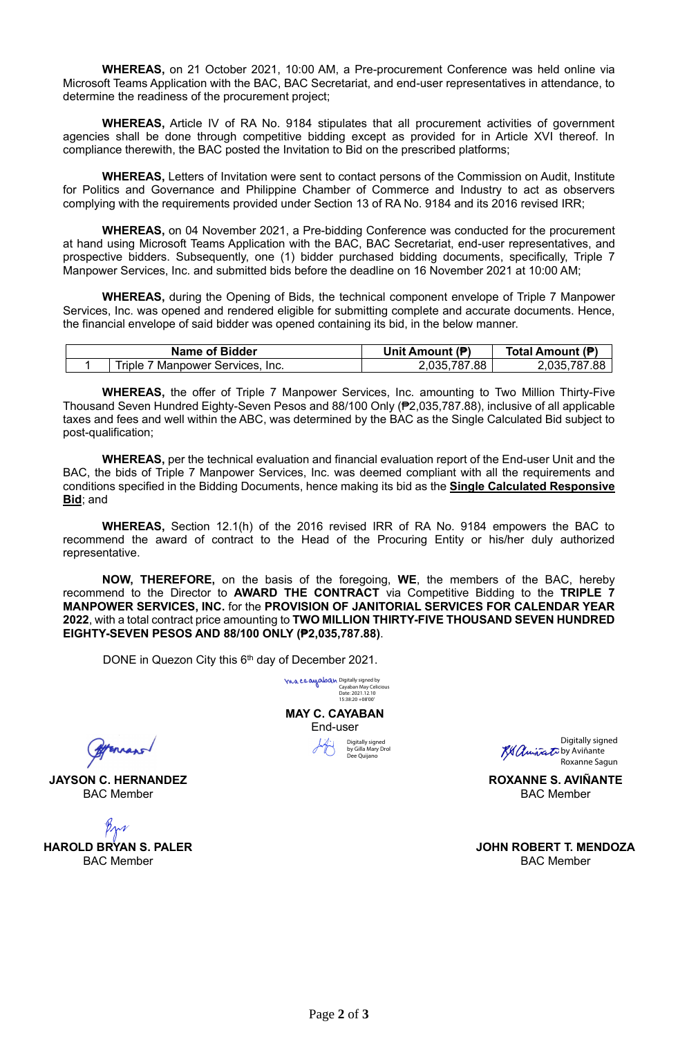**WHEREAS,** on 21 October 2021, 10:00 AM, a Pre-procurement Conference was held online via Microsoft Teams Application with the BAC, BAC Secretariat, and end-user representatives in attendance, to determine the readiness of the procurement project;

**WHEREAS,** Article IV of RA No. 9184 stipulates that all procurement activities of government agencies shall be done through competitive bidding except as provided for in Article XVI thereof. In compliance therewith, the BAC posted the Invitation to Bid on the prescribed platforms;

**WHEREAS,** Letters of Invitation were sent to contact persons of the Commission on Audit, Institute for Politics and Governance and Philippine Chamber of Commerce and Industry to act as observers complying with the requirements provided under Section 13 of RA No. 9184 and its 2016 revised IRR;

**WHEREAS,** on 04 November 2021, a Pre-bidding Conference was conducted for the procurement at hand using Microsoft Teams Application with the BAC, BAC Secretariat, end-user representatives, and prospective bidders. Subsequently, one (1) bidder purchased bidding documents, specifically, Triple 7 Manpower Services, Inc. and submitted bids before the deadline on 16 November 2021 at 10:00 AM;

**WHEREAS,** during the Opening of Bids, the technical component envelope of Triple 7 Manpower Services, Inc. was opened and rendered eligible for submitting complete and accurate documents. Hence, the financial envelope of said bidder was opened containing its bid, in the below manner.

| | Name of Bidder | Unit Amount (₱) | Total Amount (₱) |
|---|---|---|---|
| 1 | Triple 7 Manpower Services, Inc. | 2,035,787.88 | 2,035,787.88 |

**WHEREAS,** the offer of Triple 7 Manpower Services, Inc. amounting to Two Million Thirty-Five Thousand Seven Hundred Eighty-Seven Pesos and 88/100 Only (₱2,035,787.88), inclusive of all applicable taxes and fees and well within the ABC, was determined by the BAC as the Single Calculated Bid subject to post-qualification;

**WHEREAS,** per the technical evaluation and financial evaluation report of the End-user Unit and the BAC, the bids of Triple 7 Manpower Services, Inc. was deemed compliant with all the requirements and conditions specified in the Bidding Documents, hence making its bid as the **Single Calculated Responsive Bid**; and

**WHEREAS,** Section 12.1(h) of the 2016 revised IRR of RA No. 9184 empowers the BAC to recommend the award of contract to the Head of the Procuring Entity or his/her duly authorized representative.

**NOW, THEREFORE,** on the basis of the foregoing, **WE**, the members of the BAC, hereby recommend to the Director to **AWARD THE CONTRACT** via Competitive Bidding to the **TRIPLE 7 MANPOWER SERVICES, INC.** for the **PROVISION OF JANITORIAL SERVICES FOR CALENDAR YEAR 2022**, with a total contract price amounting to **TWO MILLION THIRTY-FIVE THOUSAND SEVEN HUNDRED EIGHTY-SEVEN PESOS AND 88/100 ONLY (₱2,035,787.88)**.

DONE in Quezon City this 6th day of December 2021.

Digitally signed by Cayaban May Celicious
Date: 2021.12.10 15:38:20 +08'00'

**MAY C. CAYABAN**
End-user

Digitally signed by Gilla Mary Drol Dee Quijano

**JAYSON C. HERNANDEZ**
BAC Member

Digitally signed by Aviñante Roxanne Sagun

**ROXANNE S. AVIÑANTE**
BAC Member

**HAROLD BRYAN S. PALER**
BAC Member

**JOHN ROBERT T. MENDOZA**
BAC Member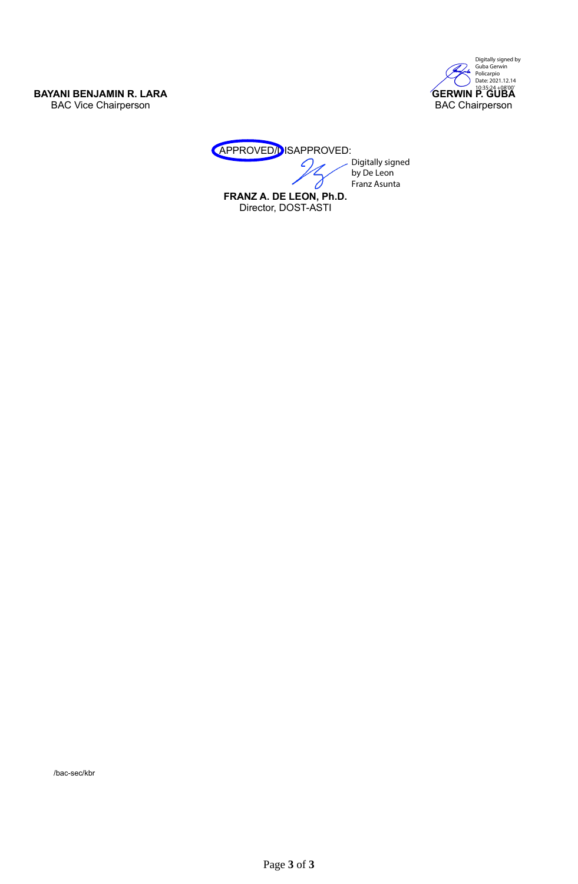**BAYANI BENJAMIN R. LARA**
BAC Vice Chairperson

Digitally signed by Guba Gerwin Policarpio
Date: 2021.12.14 10:35:24 +08'00'

**GERWIN P. GUBA**
BAC Chairperson

APPROVED/DISAPPROVED:

Digitally signed by De Leon Franz Asunta

**FRANZ A. DE LEON, Ph.D.**
Director, DOST-ASTI

/bac-sec/kbr